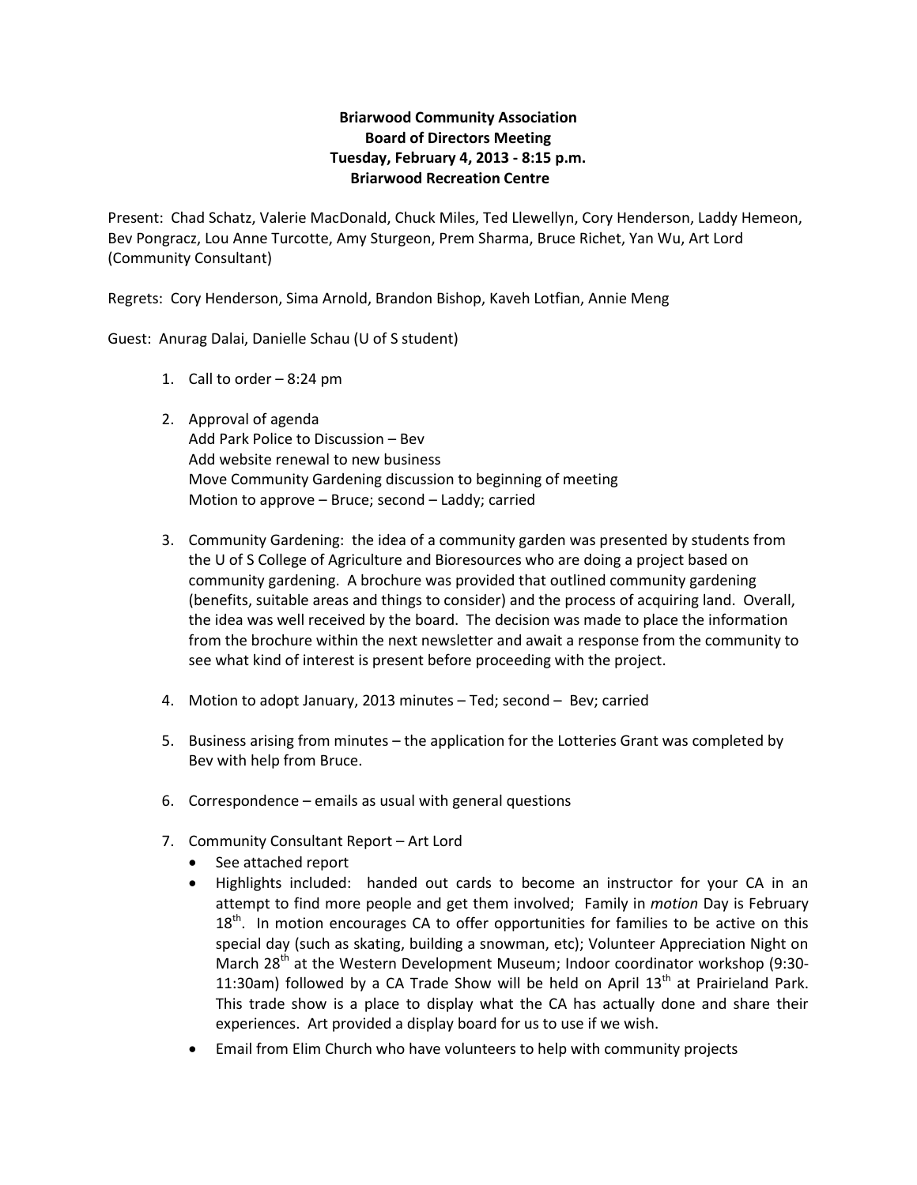**Briarwood Community Association**
**Board of Directors Meeting**
**Tuesday, February 4, 2013 - 8:15 p.m.**
**Briarwood Recreation Centre**

Present: Chad Schatz, Valerie MacDonald, Chuck Miles, Ted Llewellyn, Cory Henderson, Laddy Hemeon, Bev Pongracz, Lou Anne Turcotte, Amy Sturgeon, Prem Sharma, Bruce Richet, Yan Wu, Art Lord (Community Consultant)

Regrets: Cory Henderson, Sima Arnold, Brandon Bishop, Kaveh Lotfian, Annie Meng

Guest: Anurag Dalai, Danielle Schau (U of S student)

1. Call to order – 8:24 pm

2. Approval of agenda
   Add Park Police to Discussion – Bev
   Add website renewal to new business
   Move Community Gardening discussion to beginning of meeting
   Motion to approve – Bruce; second – Laddy; carried

3. Community Gardening: the idea of a community garden was presented by students from the U of S College of Agriculture and Bioresources who are doing a project based on community gardening. A brochure was provided that outlined community gardening (benefits, suitable areas and things to consider) and the process of acquiring land. Overall, the idea was well received by the board. The decision was made to place the information from the brochure within the next newsletter and await a response from the community to see what kind of interest is present before proceeding with the project.

4. Motion to adopt January, 2013 minutes – Ted; second – Bev; carried

5. Business arising from minutes – the application for the Lotteries Grant was completed by Bev with help from Bruce.

6. Correspondence – emails as usual with general questions

7. Community Consultant Report – Art Lord
   - See attached report
   - Highlights included: handed out cards to become an instructor for your CA in an attempt to find more people and get them involved; Family in *motion* Day is February 18th. In motion encourages CA to offer opportunities for families to be active on this special day (such as skating, building a snowman, etc); Volunteer Appreciation Night on March 28th at the Western Development Museum; Indoor coordinator workshop (9:30-11:30am) followed by a CA Trade Show will be held on April 13th at Prairieland Park. This trade show is a place to display what the CA has actually done and share their experiences. Art provided a display board for us to use if we wish.
   - Email from Elim Church who have volunteers to help with community projects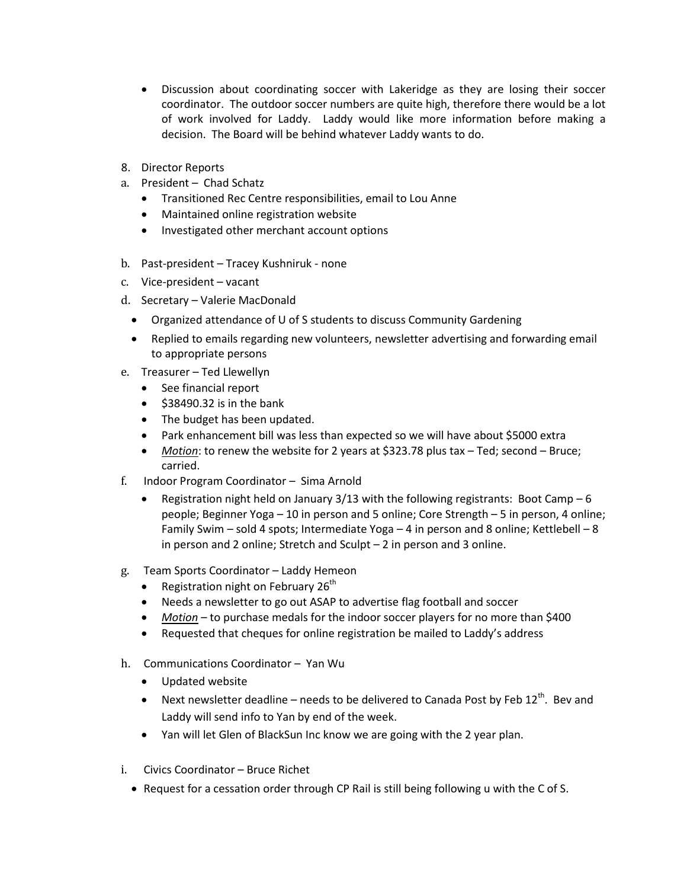- Discussion about coordinating soccer with Lakeridge as they are losing their soccer coordinator. The outdoor soccer numbers are quite high, therefore there would be a lot of work involved for Laddy. Laddy would like more information before making a decision. The Board will be behind whatever Laddy wants to do.

8. Director Reports

a. President – Chad Schatz
   - Transitioned Rec Centre responsibilities, email to Lou Anne
   - Maintained online registration website
   - Investigated other merchant account options

b. Past-president – Tracey Kushniruk - none

c. Vice-president – vacant

d. Secretary – Valerie MacDonald
   - Organized attendance of U of S students to discuss Community Gardening
   - Replied to emails regarding new volunteers, newsletter advertising and forwarding email to appropriate persons

e. Treasurer – Ted Llewellyn
   - See financial report
   - $38490.32 is in the bank
   - The budget has been updated.
   - Park enhancement bill was less than expected so we will have about $5000 extra
   - *Motion*: to renew the website for 2 years at $323.78 plus tax – Ted; second – Bruce; carried.

f. Indoor Program Coordinator – Sima Arnold
   - Registration night held on January 3/13 with the following registrants: Boot Camp – 6 people; Beginner Yoga – 10 in person and 5 online; Core Strength – 5 in person, 4 online; Family Swim – sold 4 spots; Intermediate Yoga – 4 in person and 8 online; Kettlebell – 8 in person and 2 online; Stretch and Sculpt – 2 in person and 3 online.

g. Team Sports Coordinator – Laddy Hemeon
   - Registration night on February 26th
   - Needs a newsletter to go out ASAP to advertise flag football and soccer
   - *Motion* – to purchase medals for the indoor soccer players for no more than $400
   - Requested that cheques for online registration be mailed to Laddy's address

h. Communications Coordinator – Yan Wu
   - Updated website
   - Next newsletter deadline – needs to be delivered to Canada Post by Feb 12th. Bev and Laddy will send info to Yan by end of the week.
   - Yan will let Glen of BlackSun Inc know we are going with the 2 year plan.

i. Civics Coordinator – Bruce Richet
   - Request for a cessation order through CP Rail is still being following u with the C of S.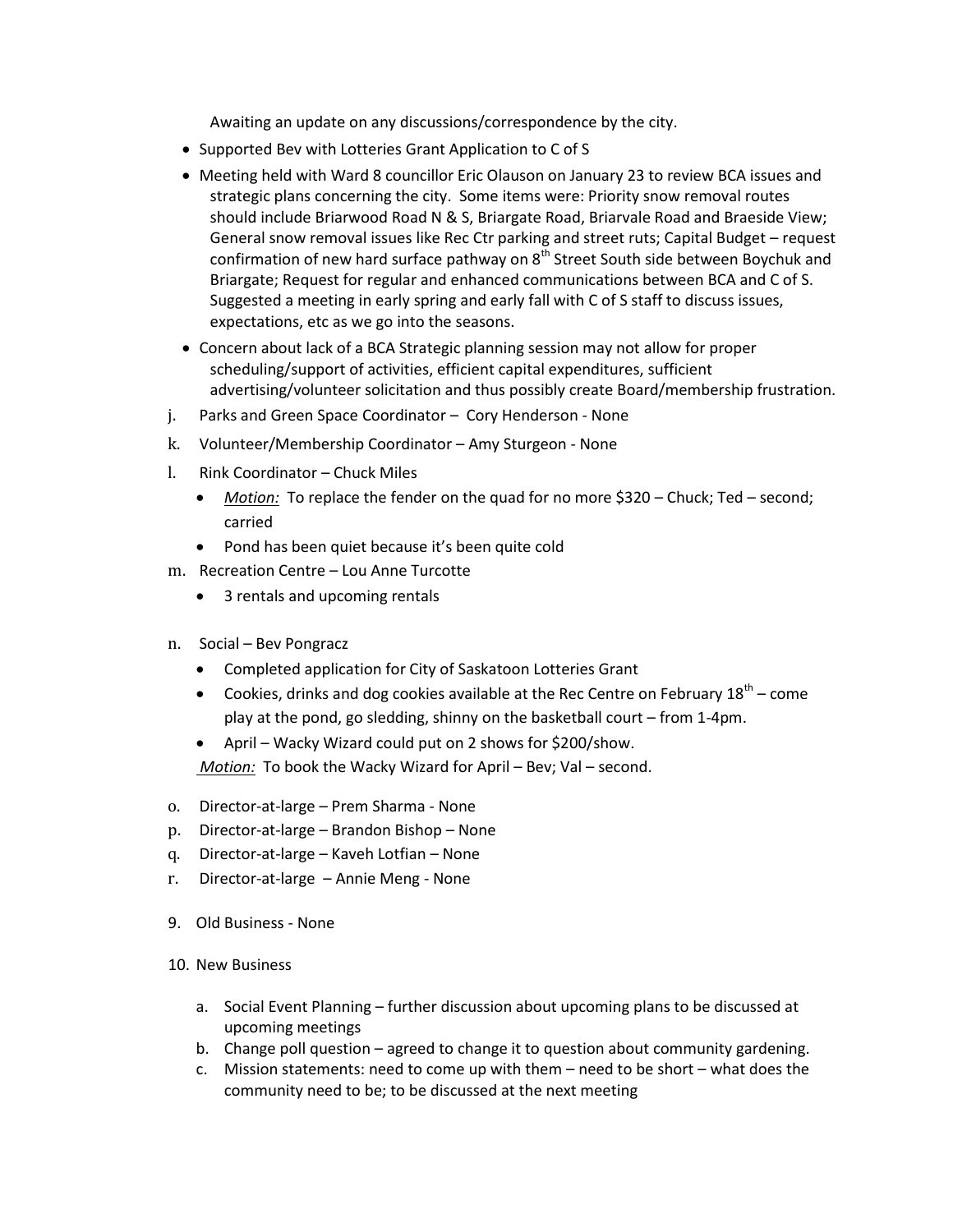Awaiting an update on any discussions/correspondence by the city.

- Supported Bev with Lotteries Grant Application to C of S
- Meeting held with Ward 8 councillor Eric Olauson on January 23 to review BCA issues and strategic plans concerning the city. Some items were: Priority snow removal routes should include Briarwood Road N & S, Briargate Road, Briarvale Road and Braeside View; General snow removal issues like Rec Ctr parking and street ruts; Capital Budget – request confirmation of new hard surface pathway on 8th Street South side between Boychuk and Briargate; Request for regular and enhanced communications between BCA and C of S. Suggested a meeting in early spring and early fall with C of S staff to discuss issues, expectations, etc as we go into the seasons.
- Concern about lack of a BCA Strategic planning session may not allow for proper scheduling/support of activities, efficient capital expenditures, sufficient advertising/volunteer solicitation and thus possibly create Board/membership frustration.

j. Parks and Green Space Coordinator – Cory Henderson - None

k. Volunteer/Membership Coordinator – Amy Sturgeon - None

l. Rink Coordinator – Chuck Miles

- *Motion:* To replace the fender on the quad for no more $320 – Chuck; Ted – second; carried
- Pond has been quiet because it's been quite cold

m. Recreation Centre – Lou Anne Turcotte

- 3 rentals and upcoming rentals

n. Social – Bev Pongracz

- Completed application for City of Saskatoon Lotteries Grant
- Cookies, drinks and dog cookies available at the Rec Centre on February 18th – come play at the pond, go sledding, shinny on the basketball court – from 1-4pm.
- April – Wacky Wizard could put on 2 shows for $200/show.

*Motion:* To book the Wacky Wizard for April – Bev; Val – second.

o. Director-at-large – Prem Sharma - None

p. Director-at-large – Brandon Bishop – None

q. Director-at-large – Kaveh Lotfian – None

r. Director-at-large – Annie Meng - None

9. Old Business - None

10. New Business

    a. Social Event Planning – further discussion about upcoming plans to be discussed at upcoming meetings
    b. Change poll question – agreed to change it to question about community gardening.
    c. Mission statements: need to come up with them – need to be short – what does the community need to be; to be discussed at the next meeting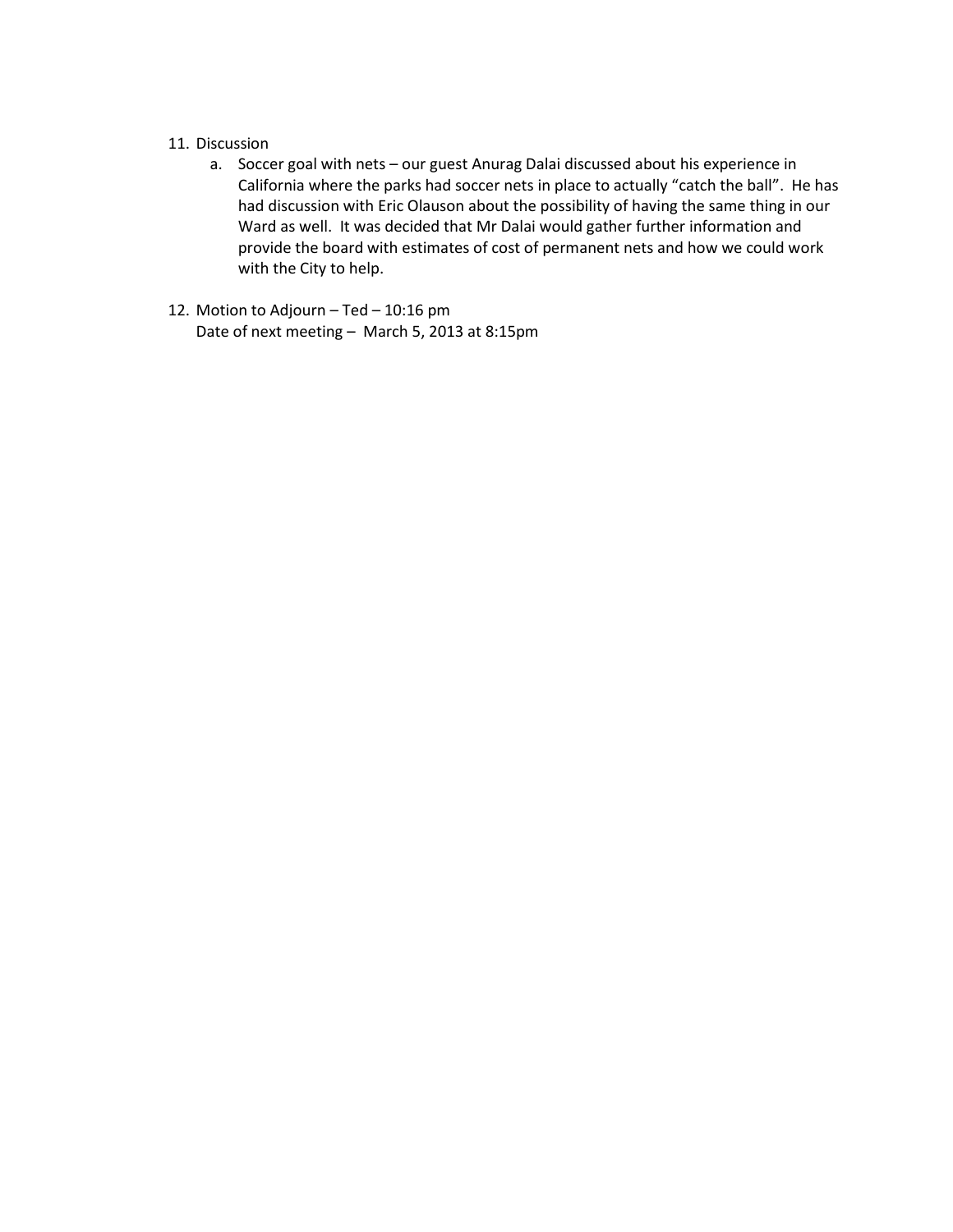11. Discussion
    a. Soccer goal with nets – our guest Anurag Dalai discussed about his experience in California where the parks had soccer nets in place to actually "catch the ball". He has had discussion with Eric Olauson about the possibility of having the same thing in our Ward as well. It was decided that Mr Dalai would gather further information and provide the board with estimates of cost of permanent nets and how we could work with the City to help.

12. Motion to Adjourn – Ted – 10:16 pm
    Date of next meeting – March 5, 2013 at 8:15pm